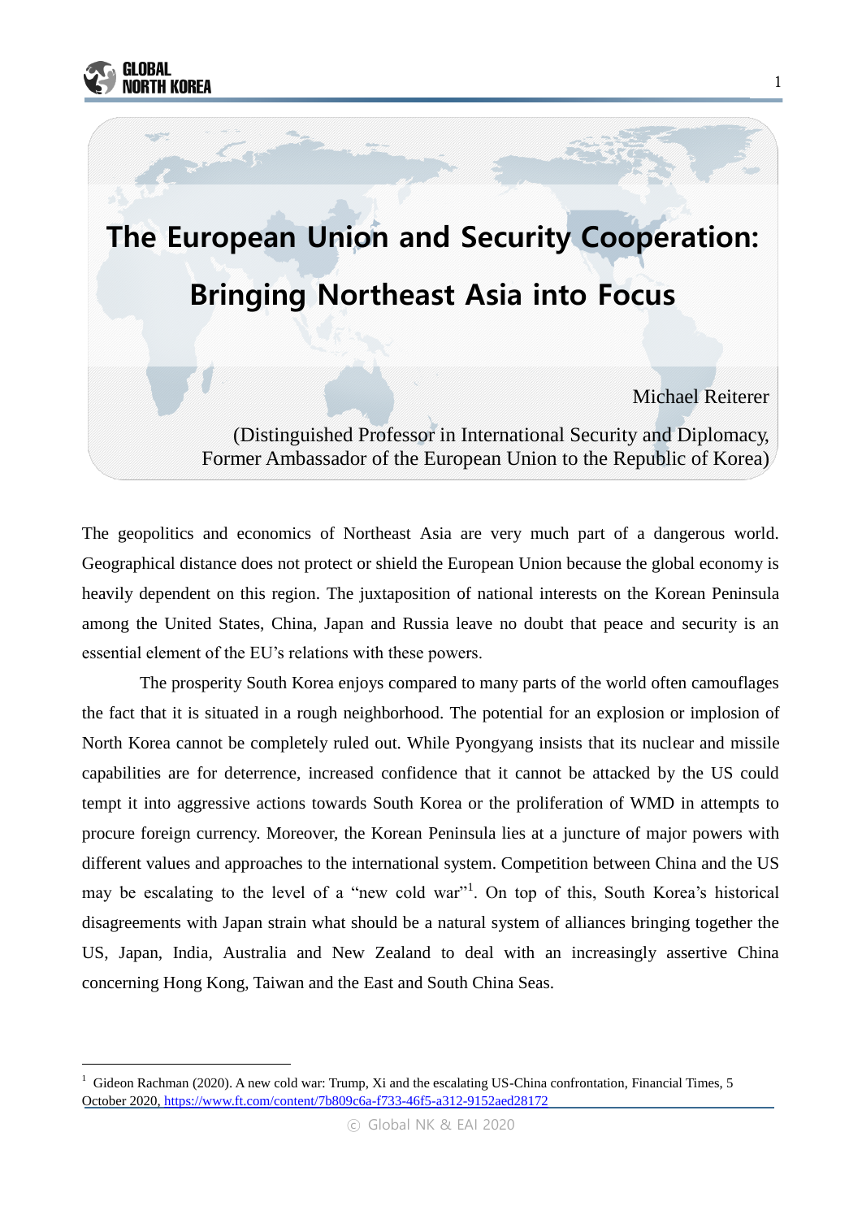# The European Union and Security Cooperation: Bringing Northeast Asia into Focus

Michael Reiterer

(Distinguished Professor in International Security and Diplomacy, Former Ambassador of the European Union to the Republic of Korea)

The geopolitics and economics of Northeast Asia are very much part of a dangerous world. Geographical distance does not protect or shield the European Union because the global economy is heavily dependent on this region. The juxtaposition of national interests on the Korean Peninsula among the United States, China, Japan and Russia leave no doubt that peace and security is an essential element of the EU's relations with these powers.

The prosperity South Korea enjoys compared to many parts of the world often camouflages the fact that it is situated in a rough neighborhood. The potential for an explosion or implosion of North Korea cannot be completely ruled out. While Pyongyang insists that its nuclear and missile capabilities are for deterrence, increased confidence that it cannot be attacked by the US could tempt it into aggressive actions towards South Korea or the proliferation of WMD in attempts to procure foreign currency. Moreover, the Korean Peninsula lies at a juncture of major powers with different values and approaches to the international system. Competition between China and the US may be escalating to the level of a "new cold war"[1]. On top of this, South Korea's historical disagreements with Japan strain what should be a natural system of alliances bringing together the US, Japan, India, Australia and New Zealand to deal with an increasingly assertive China concerning Hong Kong, Taiwan and the East and South China Seas.

---

[1] Gideon Rachman (2020). A new cold war: Trump, Xi and the escalating US-China confrontation, Financial Times, 5 October 2020, https://www.ft.com/content/7b809c6a-f733-46f5-a312-9152aed28172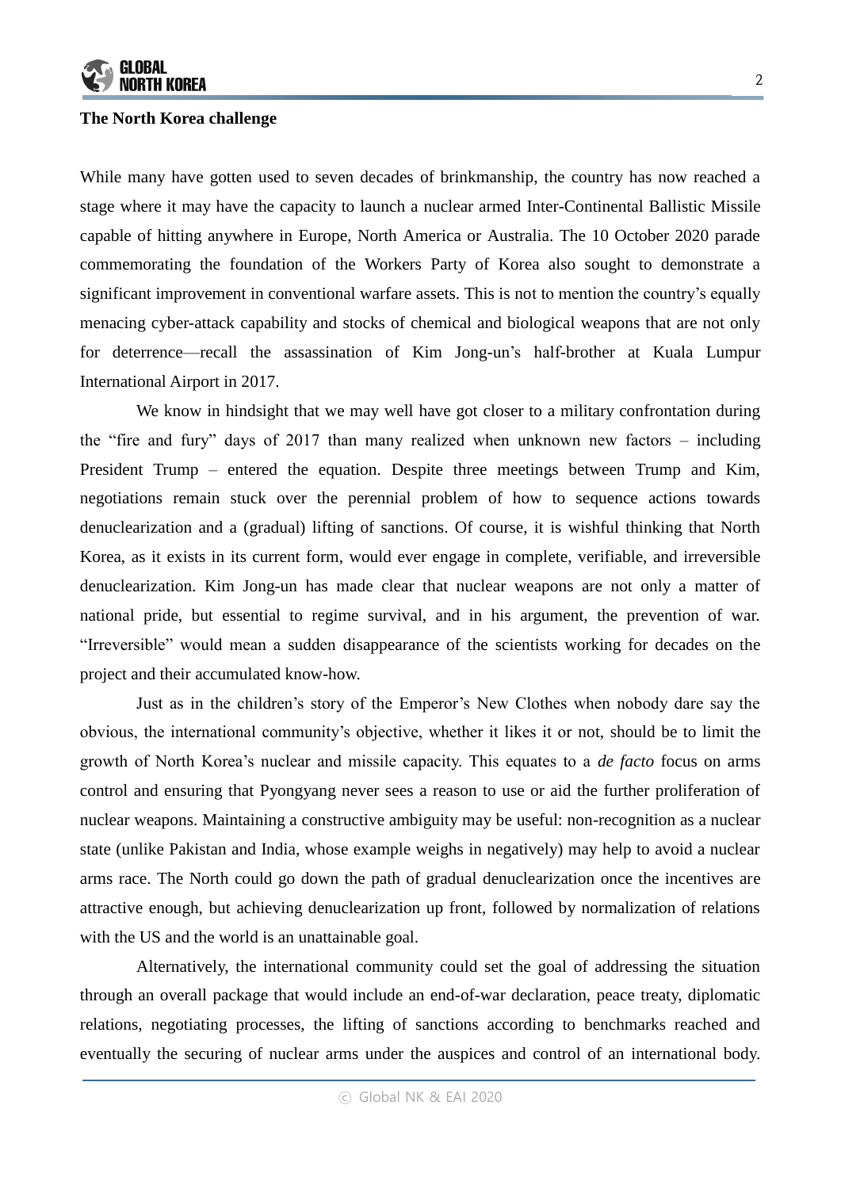**The North Korea challenge**

While many have gotten used to seven decades of brinkmanship, the country has now reached a stage where it may have the capacity to launch a nuclear armed Inter-Continental Ballistic Missile capable of hitting anywhere in Europe, North America or Australia. The 10 October 2020 parade commemorating the foundation of the Workers Party of Korea also sought to demonstrate a significant improvement in conventional warfare assets. This is not to mention the country's equally menacing cyber-attack capability and stocks of chemical and biological weapons that are not only for deterrence—recall the assassination of Kim Jong-un's half-brother at Kuala Lumpur International Airport in 2017.

We know in hindsight that we may well have got closer to a military confrontation during the "fire and fury" days of 2017 than many realized when unknown new factors – including President Trump – entered the equation. Despite three meetings between Trump and Kim, negotiations remain stuck over the perennial problem of how to sequence actions towards denuclearization and a (gradual) lifting of sanctions. Of course, it is wishful thinking that North Korea, as it exists in its current form, would ever engage in complete, verifiable, and irreversible denuclearization. Kim Jong-un has made clear that nuclear weapons are not only a matter of national pride, but essential to regime survival, and in his argument, the prevention of war. "Irreversible" would mean a sudden disappearance of the scientists working for decades on the project and their accumulated know-how.

Just as in the children's story of the Emperor's New Clothes when nobody dare say the obvious, the international community's objective, whether it likes it or not, should be to limit the growth of North Korea's nuclear and missile capacity. This equates to a *de facto* focus on arms control and ensuring that Pyongyang never sees a reason to use or aid the further proliferation of nuclear weapons. Maintaining a constructive ambiguity may be useful: non-recognition as a nuclear state (unlike Pakistan and India, whose example weighs in negatively) may help to avoid a nuclear arms race. The North could go down the path of gradual denuclearization once the incentives are attractive enough, but achieving denuclearization up front, followed by normalization of relations with the US and the world is an unattainable goal.

Alternatively, the international community could set the goal of addressing the situation through an overall package that would include an end-of-war declaration, peace treaty, diplomatic relations, negotiating processes, the lifting of sanctions according to benchmarks reached and eventually the securing of nuclear arms under the auspices and control of an international body.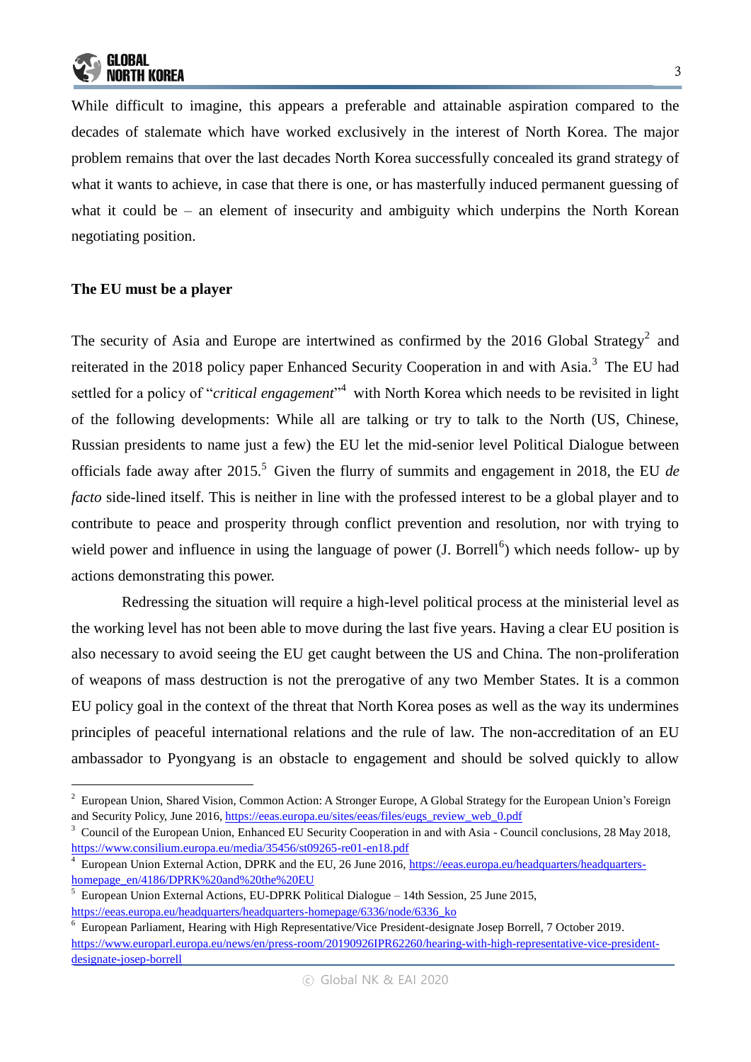While difficult to imagine, this appears a preferable and attainable aspiration compared to the decades of stalemate which have worked exclusively in the interest of North Korea. The major problem remains that over the last decades North Korea successfully concealed its grand strategy of what it wants to achieve, in case that there is one, or has masterfully induced permanent guessing of what it could be – an element of insecurity and ambiguity which underpins the North Korean negotiating position.

## The EU must be a player

The security of Asia and Europe are intertwined as confirmed by the 2016 Global Strategy[2] and reiterated in the 2018 policy paper Enhanced Security Cooperation in and with Asia.[3] The EU had settled for a policy of "*critical engagement*"[4] with North Korea which needs to be revisited in light of the following developments: While all are talking or try to talk to the North (US, Chinese, Russian presidents to name just a few) the EU let the mid-senior level Political Dialogue between officials fade away after 2015.[5] Given the flurry of summits and engagement in 2018, the EU *de facto* side-lined itself. This is neither in line with the professed interest to be a global player and to contribute to peace and prosperity through conflict prevention and resolution, nor with trying to wield power and influence in using the language of power (J. Borrell[6]) which needs follow- up by actions demonstrating this power.

Redressing the situation will require a high-level political process at the ministerial level as the working level has not been able to move during the last five years. Having a clear EU position is also necessary to avoid seeing the EU get caught between the US and China. The non-proliferation of weapons of mass destruction is not the prerogative of any two Member States. It is a common EU policy goal in the context of the threat that North Korea poses as well as the way its undermines principles of peaceful international relations and the rule of law. The non-accreditation of an EU ambassador to Pyongyang is an obstacle to engagement and should be solved quickly to allow

---

[2] European Union, Shared Vision, Common Action: A Stronger Europe, A Global Strategy for the European Union's Foreign and Security Policy, June 2016, https://eeas.europa.eu/sites/eeas/files/eugs_review_web_0.pdf

[3] Council of the European Union, Enhanced EU Security Cooperation in and with Asia - Council conclusions, 28 May 2018, https://www.consilium.europa.eu/media/35456/st09265-re01-en18.pdf

[4] European Union External Action, DPRK and the EU, 26 June 2016, https://eeas.europa.eu/headquarters/headquarters-homepage_en/4186/DPRK%20and%20the%20EU

[5] European Union External Actions, EU-DPRK Political Dialogue – 14th Session, 25 June 2015, https://eeas.europa.eu/headquarters/headquarters-homepage/6336/node/6336_ko

[6] European Parliament, Hearing with High Representative/Vice President-designate Josep Borrell, 7 October 2019. https://www.europarl.europa.eu/news/en/press-room/20190926IPR62260/hearing-with-high-representative-vice-president-designate-josep-borrell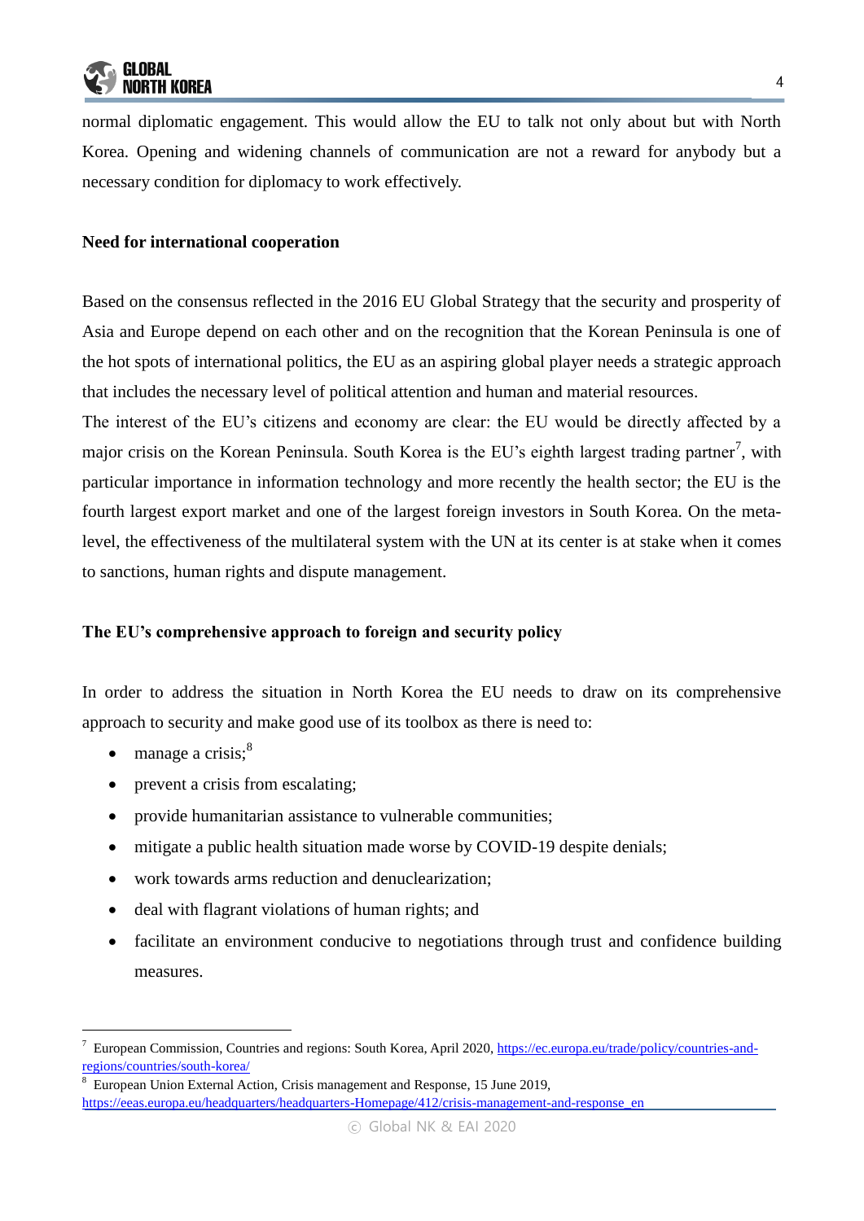normal diplomatic engagement. This would allow the EU to talk not only about but with North Korea. Opening and widening channels of communication are not a reward for anybody but a necessary condition for diplomacy to work effectively.

**Need for international cooperation**

Based on the consensus reflected in the 2016 EU Global Strategy that the security and prosperity of Asia and Europe depend on each other and on the recognition that the Korean Peninsula is one of the hot spots of international politics, the EU as an aspiring global player needs a strategic approach that includes the necessary level of political attention and human and material resources.

The interest of the EU's citizens and economy are clear: the EU would be directly affected by a major crisis on the Korean Peninsula. South Korea is the EU's eighth largest trading partner[7], with particular importance in information technology and more recently the health sector; the EU is the fourth largest export market and one of the largest foreign investors in South Korea. On the meta-level, the effectiveness of the multilateral system with the UN at its center is at stake when it comes to sanctions, human rights and dispute management.

**The EU's comprehensive approach to foreign and security policy**

In order to address the situation in North Korea the EU needs to draw on its comprehensive approach to security and make good use of its toolbox as there is need to:

- manage a crisis;[8]
- prevent a crisis from escalating;
- provide humanitarian assistance to vulnerable communities;
- mitigate a public health situation made worse by COVID-19 despite denials;
- work towards arms reduction and denuclearization;
- deal with flagrant violations of human rights; and
- facilitate an environment conducive to negotiations through trust and confidence building measures.

---

[7] European Commission, Countries and regions: South Korea, April 2020, https://ec.europa.eu/trade/policy/countries-and-regions/countries/south-korea/

[8] European Union External Action, Crisis management and Response, 15 June 2019, https://eeas.europa.eu/headquarters/headquarters-Homepage/412/crisis-management-and-response_en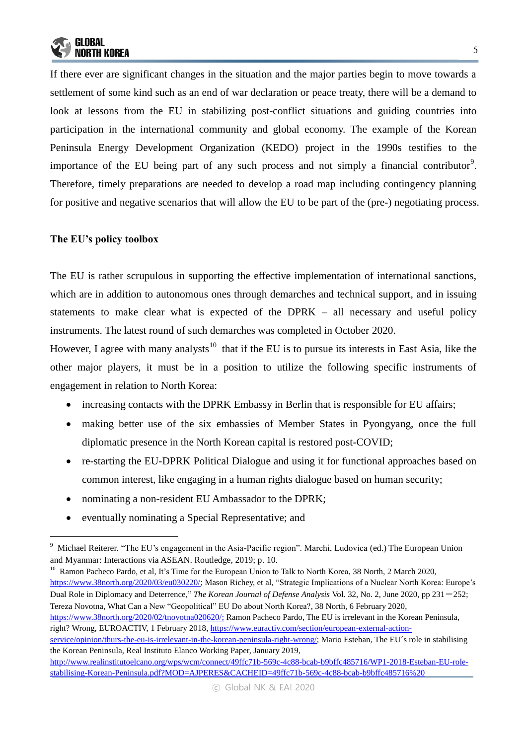If there ever are significant changes in the situation and the major parties begin to move towards a settlement of some kind such as an end of war declaration or peace treaty, there will be a demand to look at lessons from the EU in stabilizing post-conflict situations and guiding countries into participation in the international community and global economy. The example of the Korean Peninsula Energy Development Organization (KEDO) project in the 1990s testifies to the importance of the EU being part of any such process and not simply a financial contributor[9]. Therefore, timely preparations are needed to develop a road map including contingency planning for positive and negative scenarios that will allow the EU to be part of the (pre-) negotiating process.

**The EU's policy toolbox**

The EU is rather scrupulous in supporting the effective implementation of international sanctions, which are in addition to autonomous ones through demarches and technical support, and in issuing statements to make clear what is expected of the DPRK – all necessary and useful policy instruments. The latest round of such demarches was completed in October 2020.

However, I agree with many analysts[10] that if the EU is to pursue its interests in East Asia, like the other major players, it must be in a position to utilize the following specific instruments of engagement in relation to North Korea:

- increasing contacts with the DPRK Embassy in Berlin that is responsible for EU affairs;
- making better use of the six embassies of Member States in Pyongyang, once the full diplomatic presence in the North Korean capital is restored post-COVID;
- re-starting the EU-DPRK Political Dialogue and using it for functional approaches based on common interest, like engaging in a human rights dialogue based on human security;
- nominating a non-resident EU Ambassador to the DPRK;
- eventually nominating a Special Representative; and

---

[9] Michael Reiterer. "The EU's engagement in the Asia-Pacific region". Marchi, Ludovica (ed.) The European Union and Myanmar: Interactions via ASEAN. Routledge, 2019; p. 10.

[10] Ramon Pacheco Pardo, et al, It's Time for the European Union to Talk to North Korea, 38 North, 2 March 2020, https://www.38north.org/2020/03/eu030220/; Mason Richey, et al, "Strategic Implications of a Nuclear North Korea: Europe's Dual Role in Diplomacy and Deterrence," *The Korean Journal of Defense Analysis* Vol. 32, No. 2, June 2020, pp 231−252; Tereza Novotna, What Can a New "Geopolitical" EU Do about North Korea?, 38 North, 6 February 2020, https://www.38north.org/2020/02/tnovotna020620/; Ramon Pacheco Pardo, The EU is irrelevant in the Korean Peninsula, right? Wrong, EUROACTIV, 1 February 2018, https://www.euractiv.com/section/european-external-action-service/opinion/thurs-the-eu-is-irrelevant-in-the-korean-peninsula-right-wrong/; Mario Esteban, The EU´s role in stabilising the Korean Peninsula, Real Instituto Elanco Working Paper, January 2019, http://www.realinstitutoelcano.org/wps/wcm/connect/49ffc71b-569c-4c88-bcab-b9bffc485716/WP1-2018-Esteban-EU-role-stabilising-Korean-Peninsula.pdf?MOD=AJPERES&CACHEID=49ffc71b-569c-4c88-bcab-b9bffc485716%20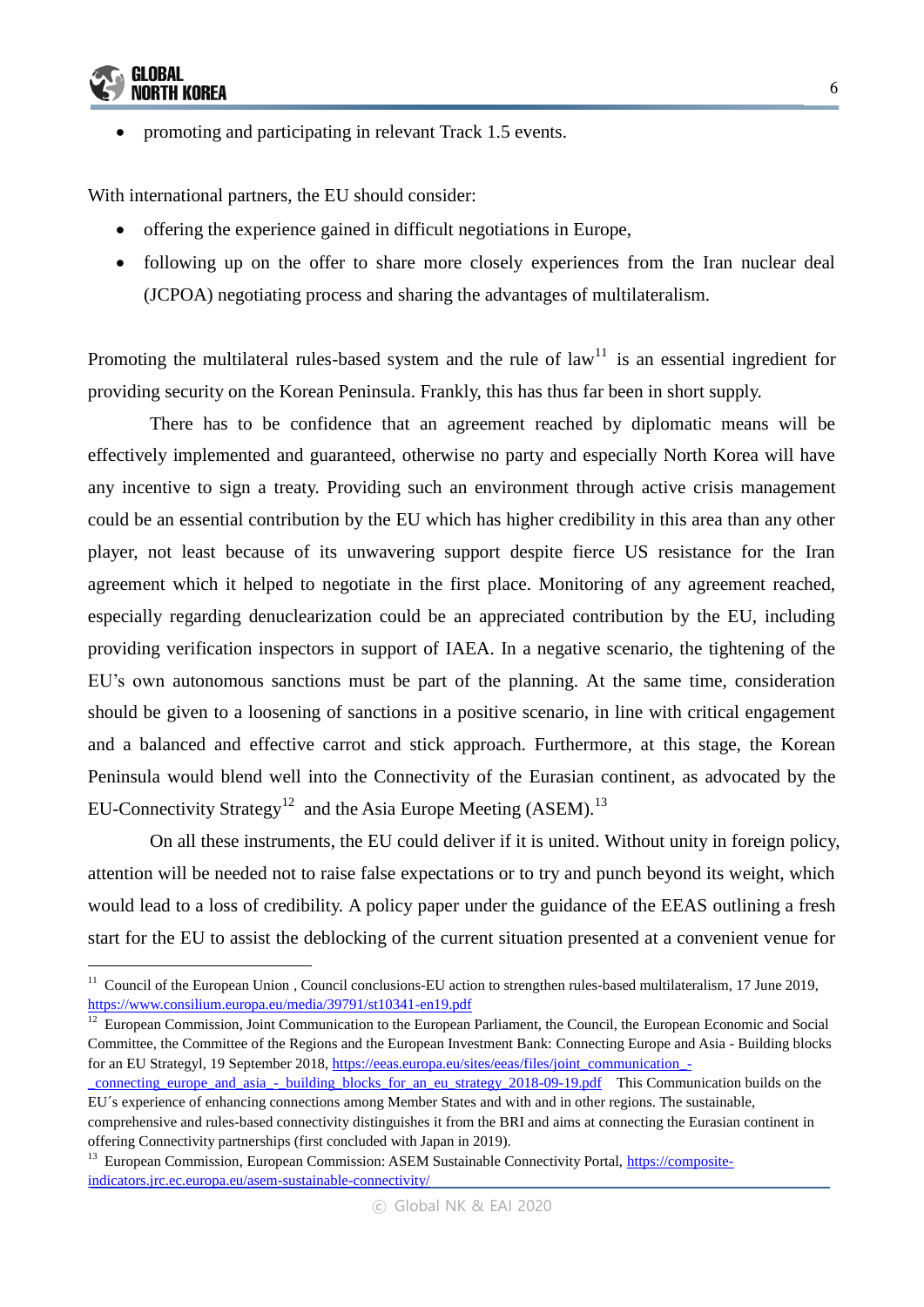- promoting and participating in relevant Track 1.5 events.

With international partners, the EU should consider:

- offering the experience gained in difficult negotiations in Europe,
- following up on the offer to share more closely experiences from the Iran nuclear deal (JCPOA) negotiating process and sharing the advantages of multilateralism.

Promoting the multilateral rules-based system and the rule of law[11] is an essential ingredient for providing security on the Korean Peninsula. Frankly, this has thus far been in short supply.

There has to be confidence that an agreement reached by diplomatic means will be effectively implemented and guaranteed, otherwise no party and especially North Korea will have any incentive to sign a treaty. Providing such an environment through active crisis management could be an essential contribution by the EU which has higher credibility in this area than any other player, not least because of its unwavering support despite fierce US resistance for the Iran agreement which it helped to negotiate in the first place. Monitoring of any agreement reached, especially regarding denuclearization could be an appreciated contribution by the EU, including providing verification inspectors in support of IAEA. In a negative scenario, the tightening of the EU's own autonomous sanctions must be part of the planning. At the same time, consideration should be given to a loosening of sanctions in a positive scenario, in line with critical engagement and a balanced and effective carrot and stick approach. Furthermore, at this stage, the Korean Peninsula would blend well into the Connectivity of the Eurasian continent, as advocated by the EU-Connectivity Strategy[12] and the Asia Europe Meeting (ASEM).[13]

On all these instruments, the EU could deliver if it is united. Without unity in foreign policy, attention will be needed not to raise false expectations or to try and punch beyond its weight, which would lead to a loss of credibility. A policy paper under the guidance of the EEAS outlining a fresh start for the EU to assist the deblocking of the current situation presented at a convenient venue for

---

[11] Council of the European Union , Council conclusions-EU action to strengthen rules-based multilateralism, 17 June 2019, https://www.consilium.europa.eu/media/39791/st10341-en19.pdf

[12] European Commission, Joint Communication to the European Parliament, the Council, the European Economic and Social Committee, the Committee of the Regions and the European Investment Bank: Connecting Europe and Asia - Building blocks for an EU Strategyl, 19 September 2018, https://eeas.europa.eu/sites/eeas/files/joint_communication_-_connecting_europe_and_asia_-_building_blocks_for_an_eu_strategy_2018-09-19.pdf This Communication builds on the EU´s experience of enhancing connections among Member States and with and in other regions. The sustainable, comprehensive and rules-based connectivity distinguishes it from the BRI and aims at connecting the Eurasian continent in offering Connectivity partnerships (first concluded with Japan in 2019).

[13] European Commission, European Commission: ASEM Sustainable Connectivity Portal, https://composite-indicators.jrc.ec.europa.eu/asem-sustainable-connectivity/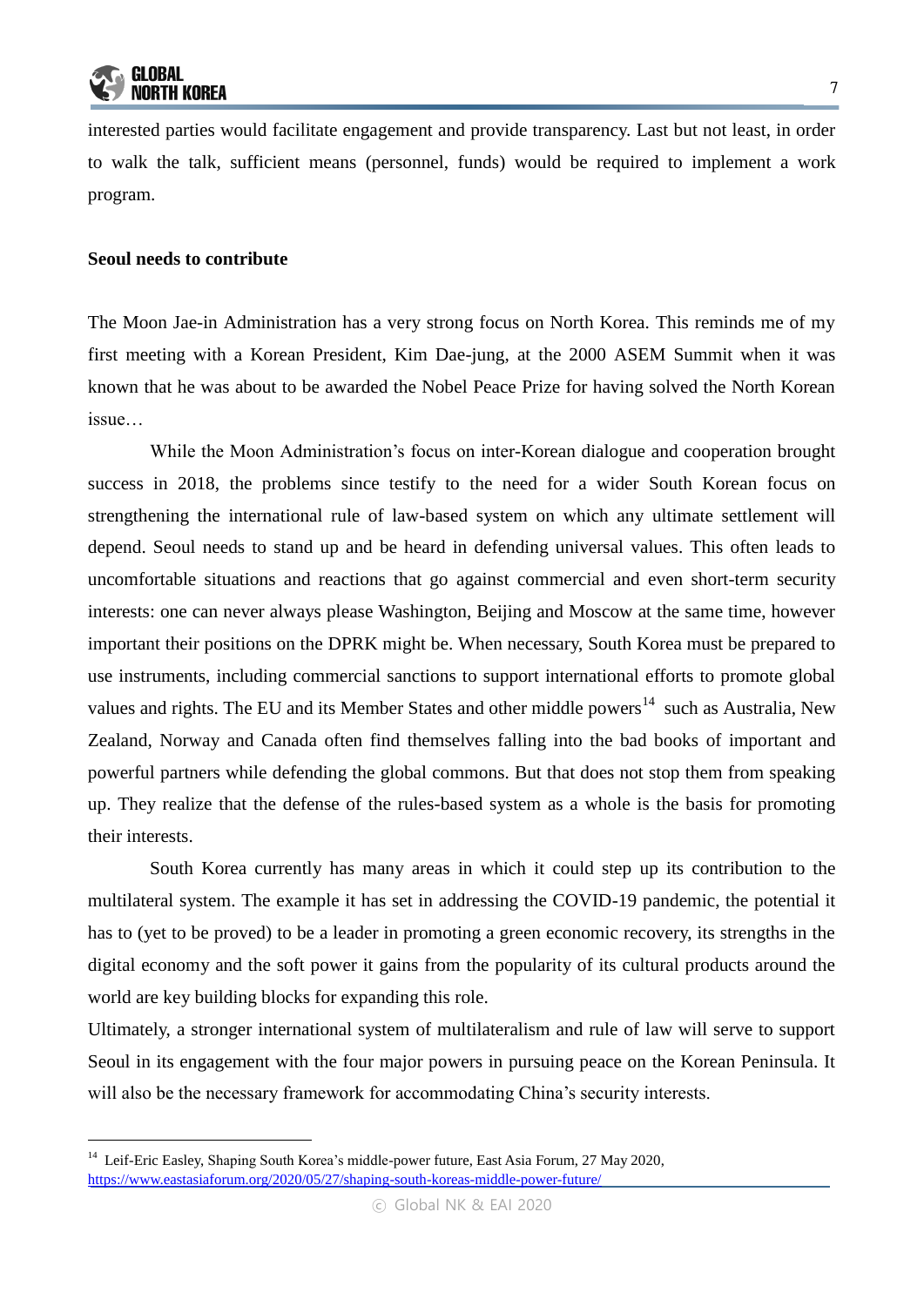interested parties would facilitate engagement and provide transparency. Last but not least, in order to walk the talk, sufficient means (personnel, funds) would be required to implement a work program.

**Seoul needs to contribute**

The Moon Jae-in Administration has a very strong focus on North Korea. This reminds me of my first meeting with a Korean President, Kim Dae-jung, at the 2000 ASEM Summit when it was known that he was about to be awarded the Nobel Peace Prize for having solved the North Korean issue…

While the Moon Administration's focus on inter-Korean dialogue and cooperation brought success in 2018, the problems since testify to the need for a wider South Korean focus on strengthening the international rule of law-based system on which any ultimate settlement will depend. Seoul needs to stand up and be heard in defending universal values. This often leads to uncomfortable situations and reactions that go against commercial and even short-term security interests: one can never always please Washington, Beijing and Moscow at the same time, however important their positions on the DPRK might be. When necessary, South Korea must be prepared to use instruments, including commercial sanctions to support international efforts to promote global values and rights. The EU and its Member States and other middle powers[14] such as Australia, New Zealand, Norway and Canada often find themselves falling into the bad books of important and powerful partners while defending the global commons. But that does not stop them from speaking up. They realize that the defense of the rules-based system as a whole is the basis for promoting their interests.

South Korea currently has many areas in which it could step up its contribution to the multilateral system. The example it has set in addressing the COVID-19 pandemic, the potential it has to (yet to be proved) to be a leader in promoting a green economic recovery, its strengths in the digital economy and the soft power it gains from the popularity of its cultural products around the world are key building blocks for expanding this role.

Ultimately, a stronger international system of multilateralism and rule of law will serve to support Seoul in its engagement with the four major powers in pursuing peace on the Korean Peninsula. It will also be the necessary framework for accommodating China's security interests.

---

[14] Leif-Eric Easley, Shaping South Korea's middle-power future, East Asia Forum, 27 May 2020, https://www.eastasiaforum.org/2020/05/27/shaping-south-koreas-middle-power-future/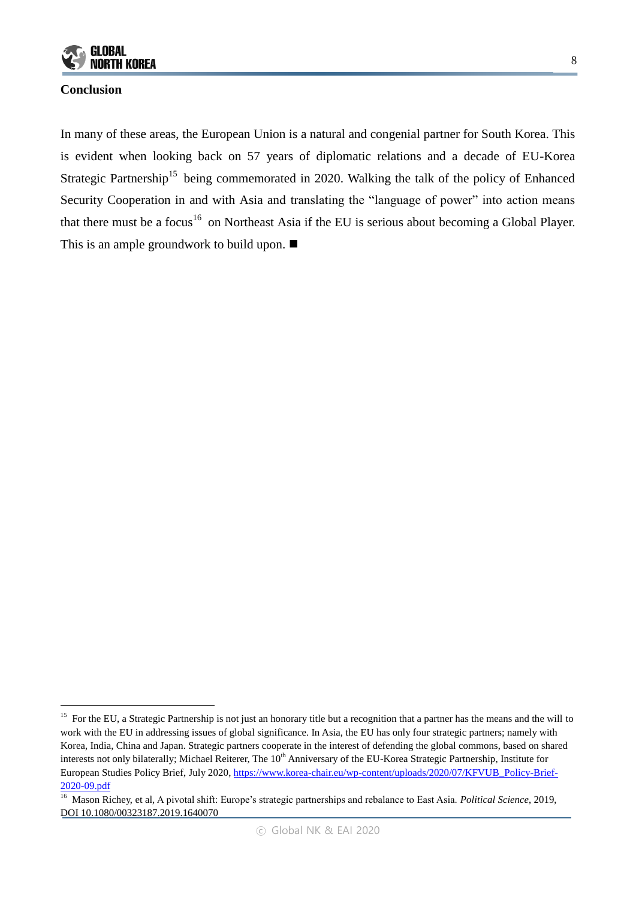**Conclusion**

In many of these areas, the European Union is a natural and congenial partner for South Korea. This is evident when looking back on 57 years of diplomatic relations and a decade of EU-Korea Strategic Partnership[15] being commemorated in 2020. Walking the talk of the policy of Enhanced Security Cooperation in and with Asia and translating the "language of power" into action means that there must be a focus[16] on Northeast Asia if the EU is serious about becoming a Global Player. This is an ample groundwork to build upon. ■

---

[15] For the EU, a Strategic Partnership is not just an honorary title but a recognition that a partner has the means and the will to work with the EU in addressing issues of global significance. In Asia, the EU has only four strategic partners; namely with Korea, India, China and Japan. Strategic partners cooperate in the interest of defending the global commons, based on shared interests not only bilaterally; Michael Reiterer, The 10th Anniversary of the EU-Korea Strategic Partnership, Institute for European Studies Policy Brief, July 2020, https://www.korea-chair.eu/wp-content/uploads/2020/07/KFVUB_Policy-Brief-2020-09.pdf

[16] Mason Richey, et al, A pivotal shift: Europe's strategic partnerships and rebalance to East Asia. *Political Science*, 2019, DOI 10.1080/00323187.2019.1640070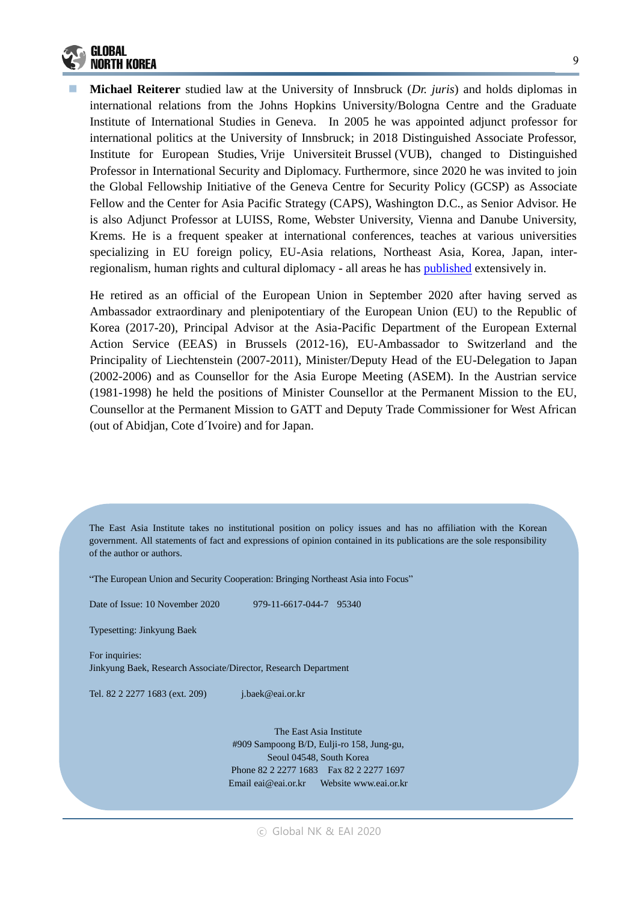- **Michael Reiterer** studied law at the University of Innsbruck (*Dr. juris*) and holds diplomas in international relations from the Johns Hopkins University/Bologna Centre and the Graduate Institute of International Studies in Geneva. In 2005 he was appointed adjunct professor for international politics at the University of Innsbruck; in 2018 Distinguished Associate Professor, Institute for European Studies, Vrije Universiteit Brussel (VUB), changed to Distinguished Professor in International Security and Diplomacy. Furthermore, since 2020 he was invited to join the Global Fellowship Initiative of the Geneva Centre for Security Policy (GCSP) as Associate Fellow and the Center for Asia Pacific Strategy (CAPS), Washington D.C., as Senior Advisor. He is also Adjunct Professor at LUISS, Rome, Webster University, Vienna and Danube University, Krems. He is a frequent speaker at international conferences, teaches at various universities specializing in EU foreign policy, EU-Asia relations, Northeast Asia, Korea, Japan, inter-regionalism, human rights and cultural diplomacy - all areas he has published extensively in.

  He retired as an official of the European Union in September 2020 after having served as Ambassador extraordinary and plenipotentiary of the European Union (EU) to the Republic of Korea (2017-20), Principal Advisor at the Asia-Pacific Department of the European External Action Service (EEAS) in Brussels (2012-16), EU-Ambassador to Switzerland and the Principality of Liechtenstein (2007-2011), Minister/Deputy Head of the EU-Delegation to Japan (2002-2006) and as Counsellor for the Asia Europe Meeting (ASEM). In the Austrian service (1981-1998) he held the positions of Minister Counsellor at the Permanent Mission to the EU, Counsellor at the Permanent Mission to GATT and Deputy Trade Commissioner for West African (out of Abidjan, Cote d´Ivoire) and for Japan.

The East Asia Institute takes no institutional position on policy issues and has no affiliation with the Korean government. All statements of fact and expressions of opinion contained in its publications are the sole responsibility of the author or authors.

"The European Union and Security Cooperation: Bringing Northeast Asia into Focus"

Date of Issue: 10 November 2020 979-11-6617-044-7 95340

Typesetting: Jinkyung Baek

For inquiries:
Jinkyung Baek, Research Associate/Director, Research Department

Tel. 82 2 2277 1683 (ext. 209) j.baek@eai.or.kr

The East Asia Institute
#909 Sampoong B/D, Eulji-ro 158, Jung-gu,
Seoul 04548, South Korea
Phone 82 2 2277 1683 Fax 82 2 2277 1697
Email eai@eai.or.kr Website www.eai.or.kr

ⓒ Global NK & EAI 2020